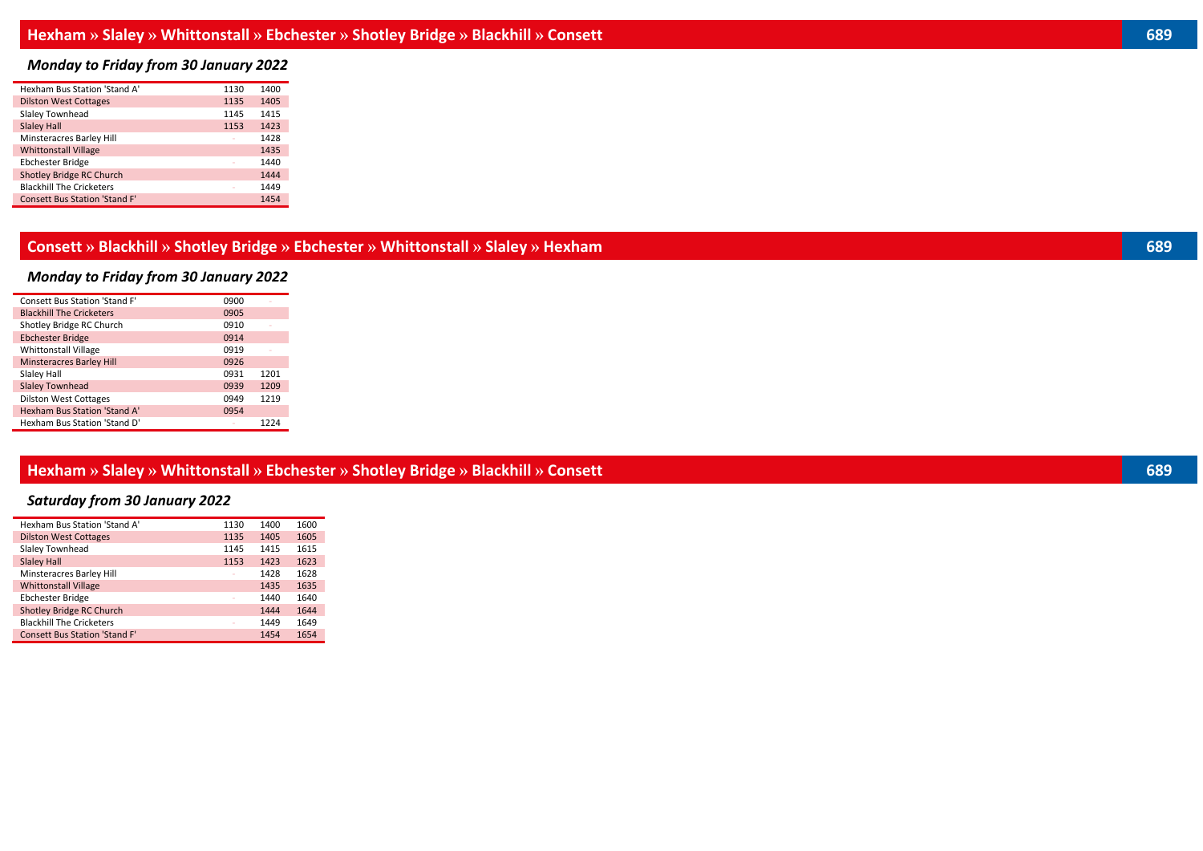## Hexham » Slaley » Whittonstall » Ebchester » Shotley Bridge » Blackhill » Consett 689

### *Monday to Friday from 30 January 2022*

| | | |
|---|---|---|
| Hexham Bus Station 'Stand A' | 1130 | 1400 |
| Dilston West Cottages | 1135 | 1405 |
| Slaley Townhead | 1145 | 1415 |
| Slaley Hall | 1153 | 1423 |
| Minsteracres Barley Hill | - | 1428 |
| Whittonstall Village | | 1435 |
| Ebchester Bridge | - | 1440 |
| Shotley Bridge RC Church | | 1444 |
| Blackhill The Cricketers | - | 1449 |
| Consett Bus Station 'Stand F' | | 1454 |

## Consett » Blackhill » Shotley Bridge » Ebchester » Whittonstall » Slaley » Hexham 689

### *Monday to Friday from 30 January 2022*

| | | |
|---|---|---|
| Consett Bus Station 'Stand F' | 0900 | - |
| Blackhill The Cricketers | 0905 | |
| Shotley Bridge RC Church | 0910 | - |
| Ebchester Bridge | 0914 | |
| Whittonstall Village | 0919 | - |
| Minsteracres Barley Hill | 0926 | |
| Slaley Hall | 0931 | 1201 |
| Slaley Townhead | 0939 | 1209 |
| Dilston West Cottages | 0949 | 1219 |
| Hexham Bus Station 'Stand A' | 0954 | |
| Hexham Bus Station 'Stand D' | - | 1224 |

## Hexham » Slaley » Whittonstall » Ebchester » Shotley Bridge » Blackhill » Consett 689

### *Saturday from 30 January 2022*

| | | | |
|---|---|---|---|
| Hexham Bus Station 'Stand A' | 1130 | 1400 | 1600 |
| Dilston West Cottages | 1135 | 1405 | 1605 |
| Slaley Townhead | 1145 | 1415 | 1615 |
| Slaley Hall | 1153 | 1423 | 1623 |
| Minsteracres Barley Hill | - | 1428 | 1628 |
| Whittonstall Village | | 1435 | 1635 |
| Ebchester Bridge | - | 1440 | 1640 |
| Shotley Bridge RC Church | | 1444 | 1644 |
| Blackhill The Cricketers | - | 1449 | 1649 |
| Consett Bus Station 'Stand F' | | 1454 | 1654 |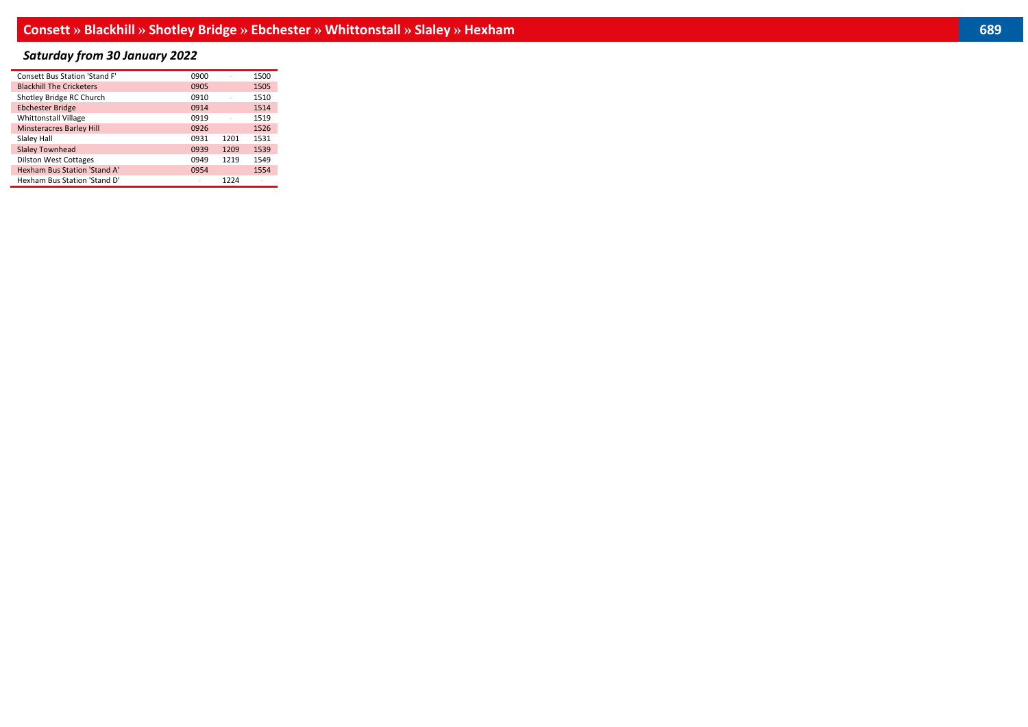# Consett » Blackhill » Shotley Bridge » Ebchester » Whittonstall » Slaley » Hexham

689

## *Saturday from 30 January 2022*

| | | | |
|---|---|---|---|
| Consett Bus Station 'Stand F' | 0900 | - | 1500 |
| Blackhill The Cricketers | 0905 | | 1505 |
| Shotley Bridge RC Church | 0910 | - | 1510 |
| Ebchester Bridge | 0914 | | 1514 |
| Whittonstall Village | 0919 | - | 1519 |
| Minsteracres Barley Hill | 0926 | | 1526 |
| Slaley Hall | 0931 | 1201 | 1531 |
| Slaley Townhead | 0939 | 1209 | 1539 |
| Dilston West Cottages | 0949 | 1219 | 1549 |
| Hexham Bus Station 'Stand A' | 0954 | | 1554 |
| Hexham Bus Station 'Stand D' | - | 1224 | - |